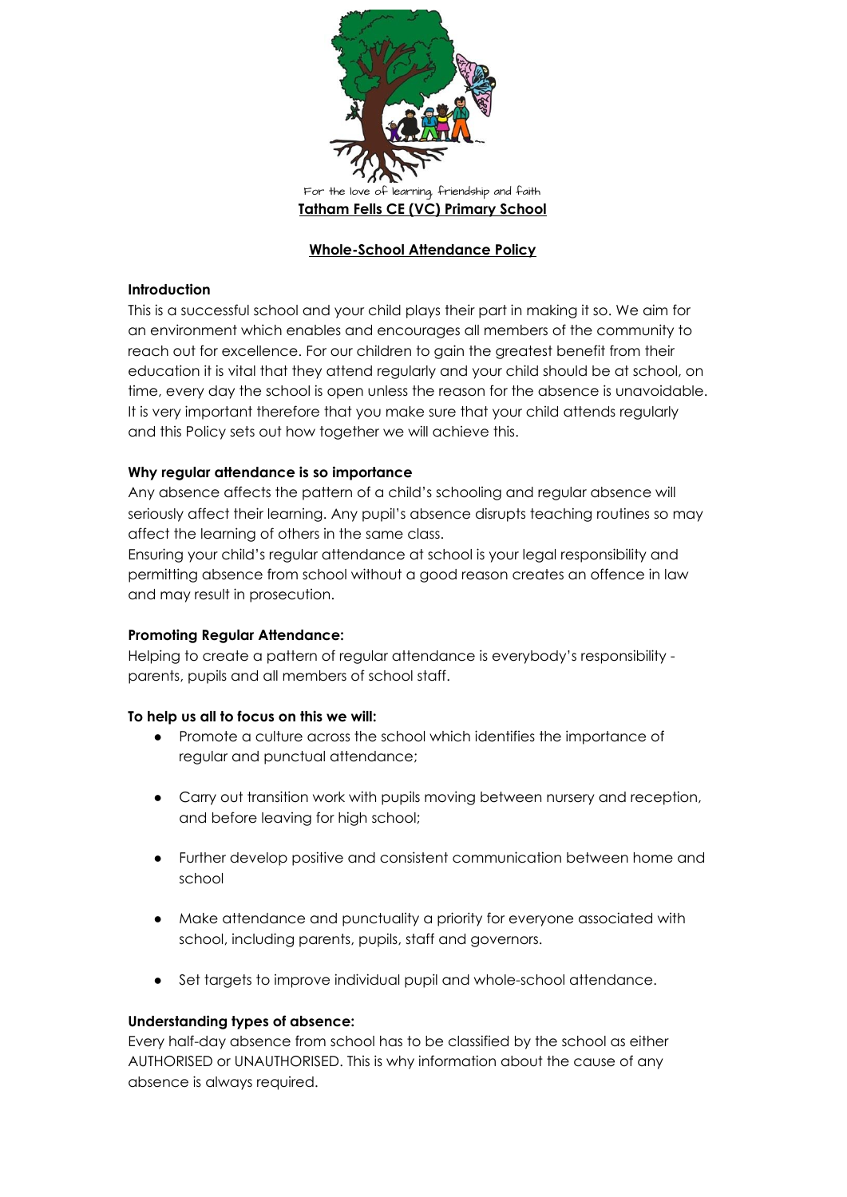For the love of learning, friendship and faith

**Tatham Fells CE (VC) Primary School**

# Whole-School Attendance Policy

## Introduction

This is a successful school and your child plays their part in making it so. We aim for an environment which enables and encourages all members of the community to reach out for excellence. For our children to gain the greatest benefit from their education it is vital that they attend regularly and your child should be at school, on time, every day the school is open unless the reason for the absence is unavoidable. It is very important therefore that you make sure that your child attends regularly and this Policy sets out how together we will achieve this.

## Why regular attendance is so importance

Any absence affects the pattern of a child's schooling and regular absence will seriously affect their learning. Any pupil's absence disrupts teaching routines so may affect the learning of others in the same class.

Ensuring your child's regular attendance at school is your legal responsibility and permitting absence from school without a good reason creates an offence in law and may result in prosecution.

## Promoting Regular Attendance:

Helping to create a pattern of regular attendance is everybody's responsibility - parents, pupils and all members of school staff.

## To help us all to focus on this we will:

- Promote a culture across the school which identifies the importance of regular and punctual attendance;
- Carry out transition work with pupils moving between nursery and reception, and before leaving for high school;
- Further develop positive and consistent communication between home and school
- Make attendance and punctuality a priority for everyone associated with school, including parents, pupils, staff and governors.
- Set targets to improve individual pupil and whole-school attendance.

## Understanding types of absence:

Every half-day absence from school has to be classified by the school as either AUTHORISED or UNAUTHORISED. This is why information about the cause of any absence is always required.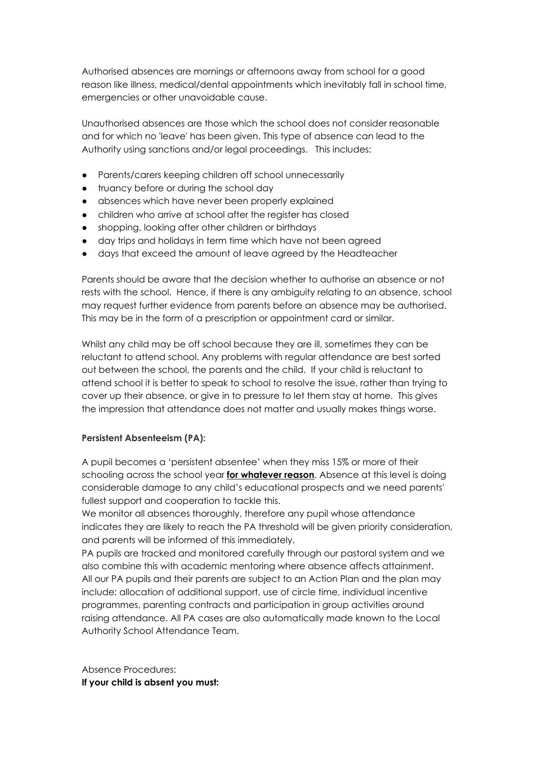Authorised absences are mornings or afternoons away from school for a good reason like illness, medical/dental appointments which inevitably fall in school time, emergencies or other unavoidable cause.

Unauthorised absences are those which the school does not consider reasonable and for which no 'leave' has been given. This type of absence can lead to the Authority using sanctions and/or legal proceedings. This includes:

- Parents/carers keeping children off school unnecessarily
- truancy before or during the school day
- absences which have never been properly explained
- children who arrive at school after the register has closed
- shopping, looking after other children or birthdays
- day trips and holidays in term time which have not been agreed
- days that exceed the amount of leave agreed by the Headteacher

Parents should be aware that the decision whether to authorise an absence or not rests with the school. Hence, if there is any ambiguity relating to an absence, school may request further evidence from parents before an absence may be authorised. This may be in the form of a prescription or appointment card or similar.

Whilst any child may be off school because they are ill, sometimes they can be reluctant to attend school. Any problems with regular attendance are best sorted out between the school, the parents and the child. If your child is reluctant to attend school it is better to speak to school to resolve the issue, rather than trying to cover up their absence, or give in to pressure to let them stay at home. This gives the impression that attendance does not matter and usually makes things worse.

**Persistent Absenteeism (PA):**

A pupil becomes a 'persistent absentee' when they miss 15% or more of their schooling across the school year **<u>for whatever reason</u>**. Absence at this level is doing considerable damage to any child's educational prospects and we need parents' fullest support and cooperation to tackle this.

We monitor all absences thoroughly, therefore any pupil whose attendance indicates they are likely to reach the PA threshold will be given priority consideration, and parents will be informed of this immediately.

PA pupils are tracked and monitored carefully through our pastoral system and we also combine this with academic mentoring where absence affects attainment.

All our PA pupils and their parents are subject to an Action Plan and the plan may include: allocation of additional support, use of circle time, individual incentive programmes, parenting contracts and participation in group activities around raising attendance. All PA cases are also automatically made known to the Local Authority School Attendance Team.

Absence Procedures:

**If your child is absent you must:**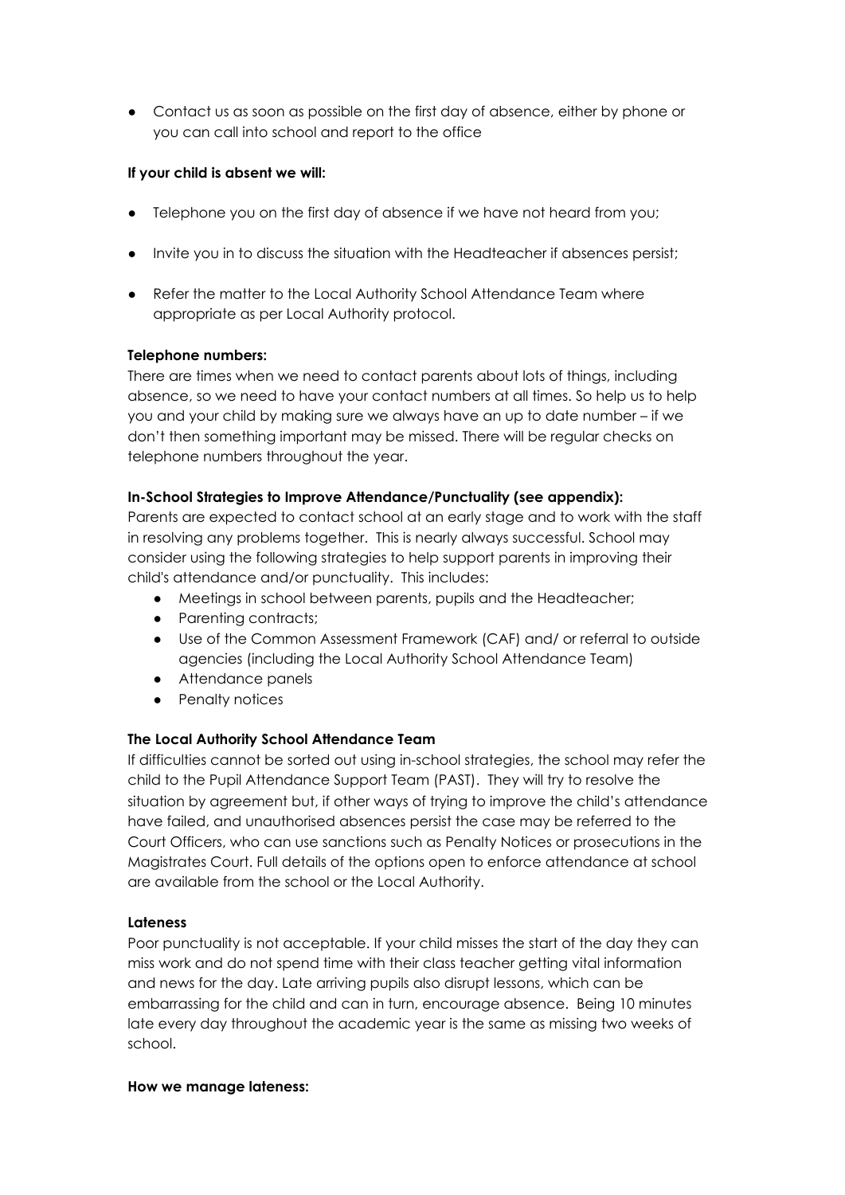- Contact us as soon as possible on the first day of absence, either by phone or you can call into school and report to the office

**If your child is absent we will:**

- Telephone you on the first day of absence if we have not heard from you;
- Invite you in to discuss the situation with the Headteacher if absences persist;
- Refer the matter to the Local Authority School Attendance Team where appropriate as per Local Authority protocol.

**Telephone numbers:**

There are times when we need to contact parents about lots of things, including absence, so we need to have your contact numbers at all times. So help us to help you and your child by making sure we always have an up to date number – if we don't then something important may be missed. There will be regular checks on telephone numbers throughout the year.

**In-School Strategies to Improve Attendance/Punctuality (see appendix):**

Parents are expected to contact school at an early stage and to work with the staff in resolving any problems together. This is nearly always successful. School may consider using the following strategies to help support parents in improving their child's attendance and/or punctuality. This includes:

- Meetings in school between parents, pupils and the Headteacher;
- Parenting contracts;
- Use of the Common Assessment Framework (CAF) and/ or referral to outside agencies (including the Local Authority School Attendance Team)
- Attendance panels
- Penalty notices

**The Local Authority School Attendance Team**

If difficulties cannot be sorted out using in-school strategies, the school may refer the child to the Pupil Attendance Support Team (PAST). They will try to resolve the situation by agreement but, if other ways of trying to improve the child's attendance have failed, and unauthorised absences persist the case may be referred to the Court Officers, who can use sanctions such as Penalty Notices or prosecutions in the Magistrates Court. Full details of the options open to enforce attendance at school are available from the school or the Local Authority.

**Lateness**

Poor punctuality is not acceptable. If your child misses the start of the day they can miss work and do not spend time with their class teacher getting vital information and news for the day. Late arriving pupils also disrupt lessons, which can be embarrassing for the child and can in turn, encourage absence. Being 10 minutes late every day throughout the academic year is the same as missing two weeks of school.

**How we manage lateness:**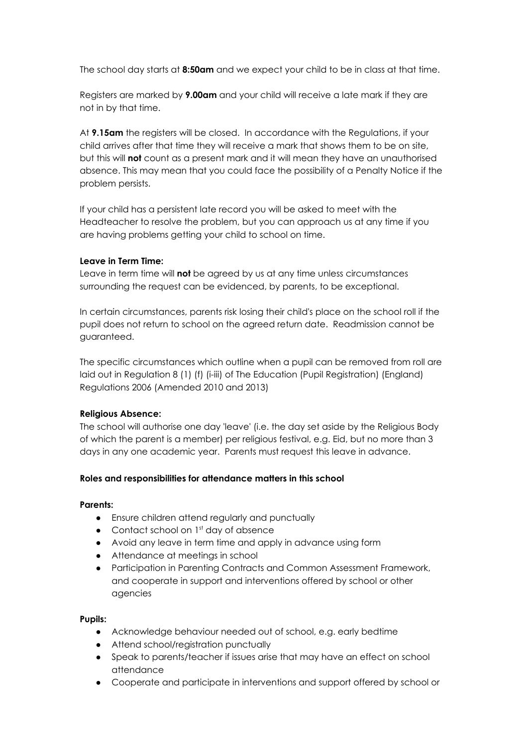The school day starts at **8:50am** and we expect your child to be in class at that time.

Registers are marked by **9.00am** and your child will receive a late mark if they are not in by that time.

At **9.15am** the registers will be closed. In accordance with the Regulations, if your child arrives after that time they will receive a mark that shows them to be on site, but this will **not** count as a present mark and it will mean they have an unauthorised absence. This may mean that you could face the possibility of a Penalty Notice if the problem persists.

If your child has a persistent late record you will be asked to meet with the Headteacher to resolve the problem, but you can approach us at any time if you are having problems getting your child to school on time.

**Leave in Term Time:**
Leave in term time will **not** be agreed by us at any time unless circumstances surrounding the request can be evidenced, by parents, to be exceptional.

In certain circumstances, parents risk losing their child's place on the school roll if the pupil does not return to school on the agreed return date. Readmission cannot be guaranteed.

The specific circumstances which outline when a pupil can be removed from roll are laid out in Regulation 8 (1) (f) (i-iii) of The Education (Pupil Registration) (England) Regulations 2006 (Amended 2010 and 2013)

**Religious Absence:**
The school will authorise one day 'leave' (i.e. the day set aside by the Religious Body of which the parent is a member) per religious festival, e.g. Eid, but no more than 3 days in any one academic year. Parents must request this leave in advance.

**Roles and responsibilities for attendance matters in this school**

**Parents:**

- Ensure children attend regularly and punctually
- Contact school on 1st day of absence
- Avoid any leave in term time and apply in advance using form
- Attendance at meetings in school
- Participation in Parenting Contracts and Common Assessment Framework, and cooperate in support and interventions offered by school or other agencies

**Pupils:**

- Acknowledge behaviour needed out of school, e.g. early bedtime
- Attend school/registration punctually
- Speak to parents/teacher if issues arise that may have an effect on school attendance
- Cooperate and participate in interventions and support offered by school or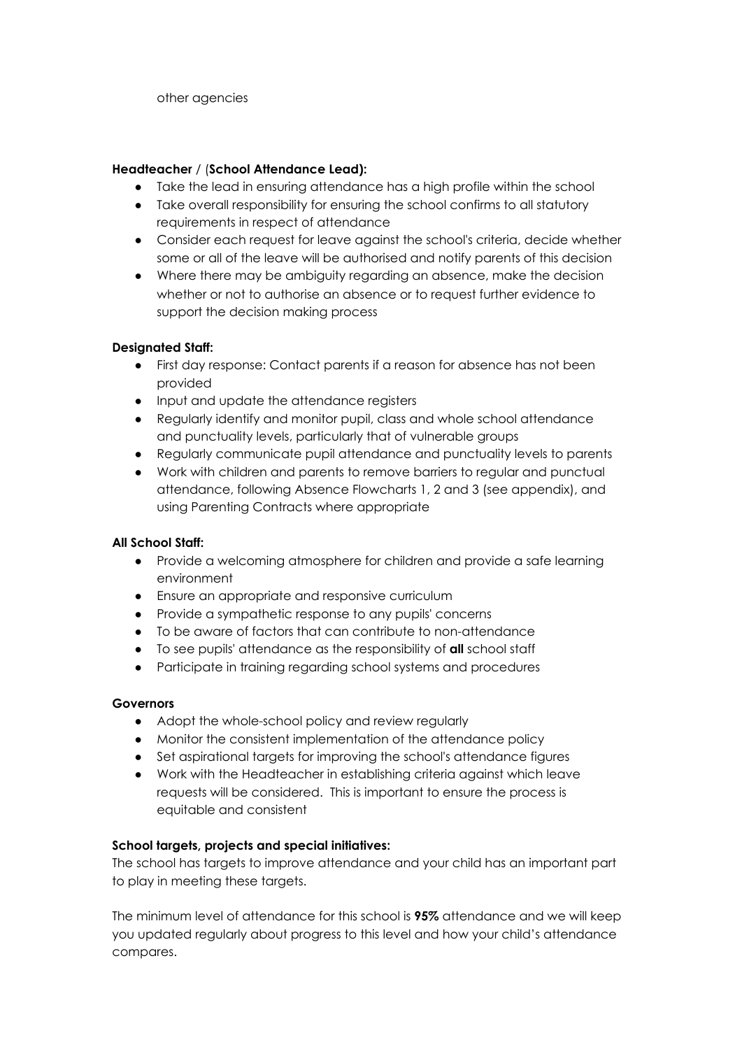other agencies

**Headteacher / (School Attendance Lead):**

- Take the lead in ensuring attendance has a high profile within the school
- Take overall responsibility for ensuring the school confirms to all statutory requirements in respect of attendance
- Consider each request for leave against the school's criteria, decide whether some or all of the leave will be authorised and notify parents of this decision
- Where there may be ambiguity regarding an absence, make the decision whether or not to authorise an absence or to request further evidence to support the decision making process

**Designated Staff:**

- First day response: Contact parents if a reason for absence has not been provided
- Input and update the attendance registers
- Regularly identify and monitor pupil, class and whole school attendance and punctuality levels, particularly that of vulnerable groups
- Regularly communicate pupil attendance and punctuality levels to parents
- Work with children and parents to remove barriers to regular and punctual attendance, following Absence Flowcharts 1, 2 and 3 (see appendix), and using Parenting Contracts where appropriate

**All School Staff:**

- Provide a welcoming atmosphere for children and provide a safe learning environment
- Ensure an appropriate and responsive curriculum
- Provide a sympathetic response to any pupils' concerns
- To be aware of factors that can contribute to non-attendance
- To see pupils' attendance as the responsibility of **all** school staff
- Participate in training regarding school systems and procedures

**Governors**

- Adopt the whole-school policy and review regularly
- Monitor the consistent implementation of the attendance policy
- Set aspirational targets for improving the school's attendance figures
- Work with the Headteacher in establishing criteria against which leave requests will be considered. This is important to ensure the process is equitable and consistent

**School targets, projects and special initiatives:**

The school has targets to improve attendance and your child has an important part to play in meeting these targets.

The minimum level of attendance for this school is ***95%*** attendance and we will keep you updated regularly about progress to this level and how your child's attendance compares.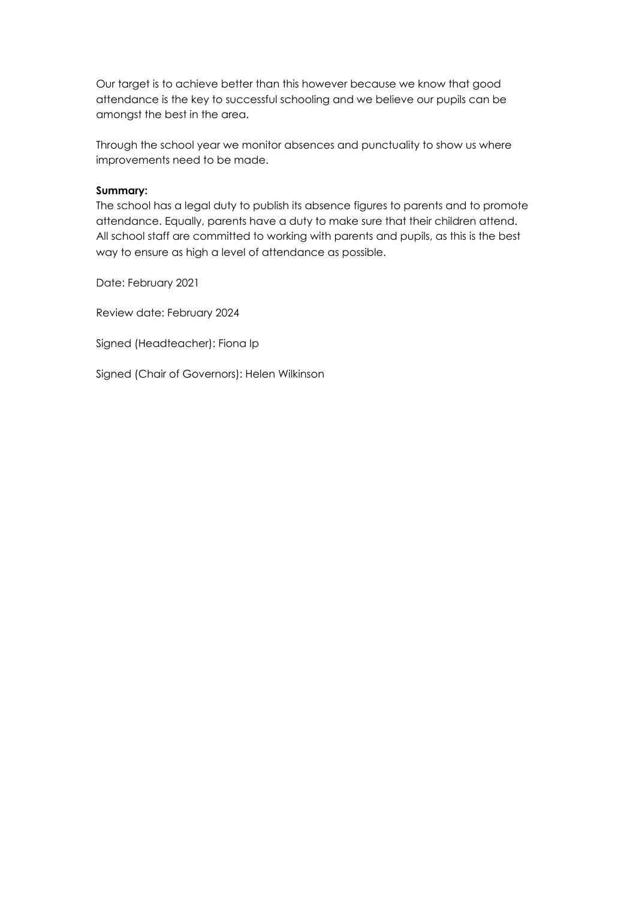Our target is to achieve better than this however because we know that good attendance is the key to successful schooling and we believe our pupils can be amongst the best in the area.

Through the school year we monitor absences and punctuality to show us where improvements need to be made.

**Summary:**
The school has a legal duty to publish its absence figures to parents and to promote attendance. Equally, parents have a duty to make sure that their children attend. All school staff are committed to working with parents and pupils, as this is the best way to ensure as high a level of attendance as possible.

Date: February 2021

Review date: February 2024

Signed (Headteacher): Fiona Ip

Signed (Chair of Governors): Helen Wilkinson